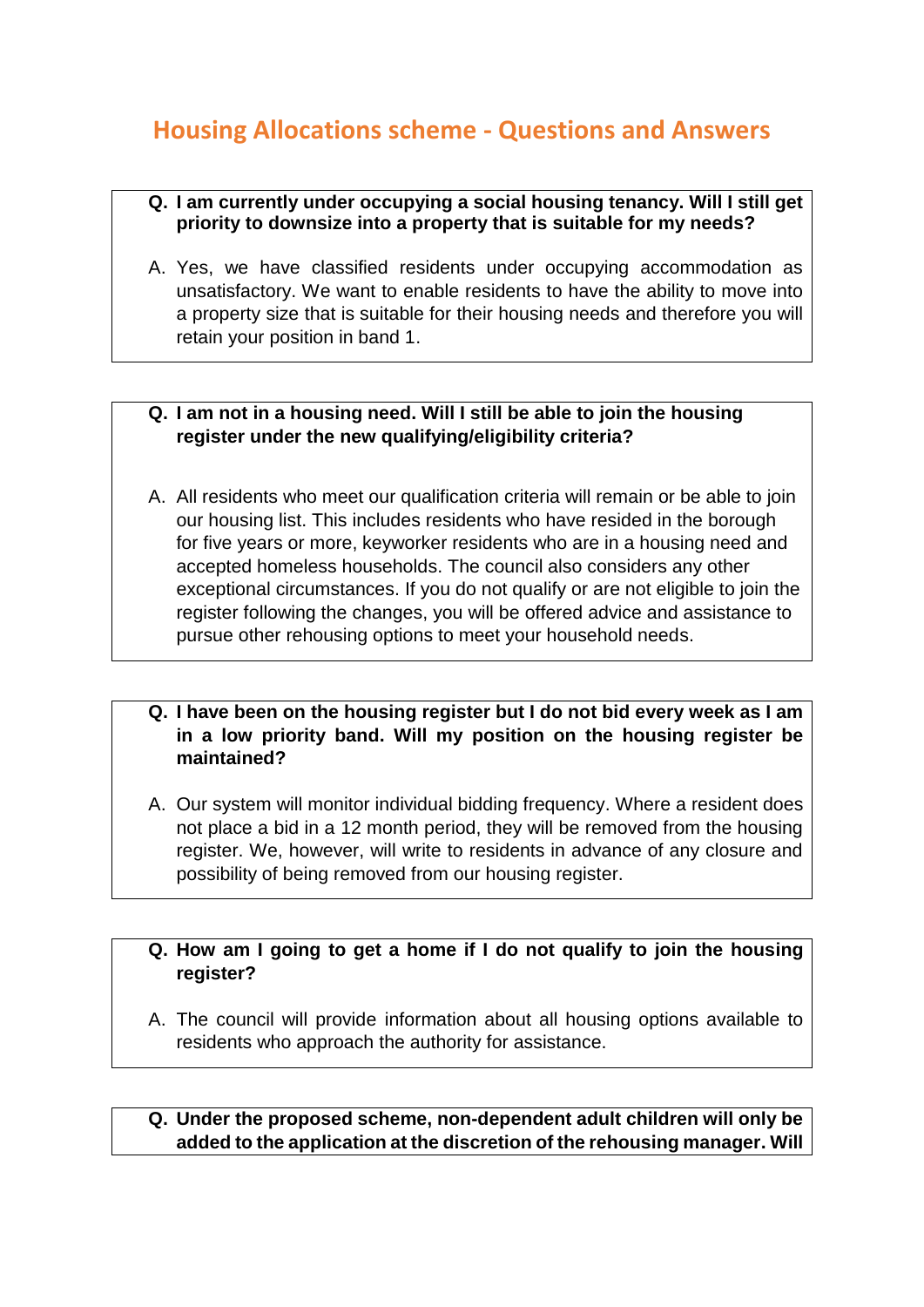# Housing Allocations scheme - Questions and Answers

**Q. I am currently under occupying a social housing tenancy. Will I still get priority to downsize into a property that is suitable for my needs?**

A. Yes, we have classified residents under occupying accommodation as unsatisfactory. We want to enable residents to have the ability to move into a property size that is suitable for their housing needs and therefore you will retain your position in band 1.

**Q. I am not in a housing need. Will I still be able to join the housing register under the new qualifying/eligibility criteria?**

A. All residents who meet our qualification criteria will remain or be able to join our housing list. This includes residents who have resided in the borough for five years or more, keyworker residents who are in a housing need and accepted homeless households. The council also considers any other exceptional circumstances. If you do not qualify or are not eligible to join the register following the changes, you will be offered advice and assistance to pursue other rehousing options to meet your household needs.

**Q. I have been on the housing register but I do not bid every week as I am in a low priority band. Will my position on the housing register be maintained?**

A. Our system will monitor individual bidding frequency. Where a resident does not place a bid in a 12 month period, they will be removed from the housing register. We, however, will write to residents in advance of any closure and possibility of being removed from our housing register.

**Q. How am I going to get a home if I do not qualify to join the housing register?**

A. The council will provide information about all housing options available to residents who approach the authority for assistance.

**Q. Under the proposed scheme, non-dependent adult children will only be added to the application at the discretion of the rehousing manager. Will**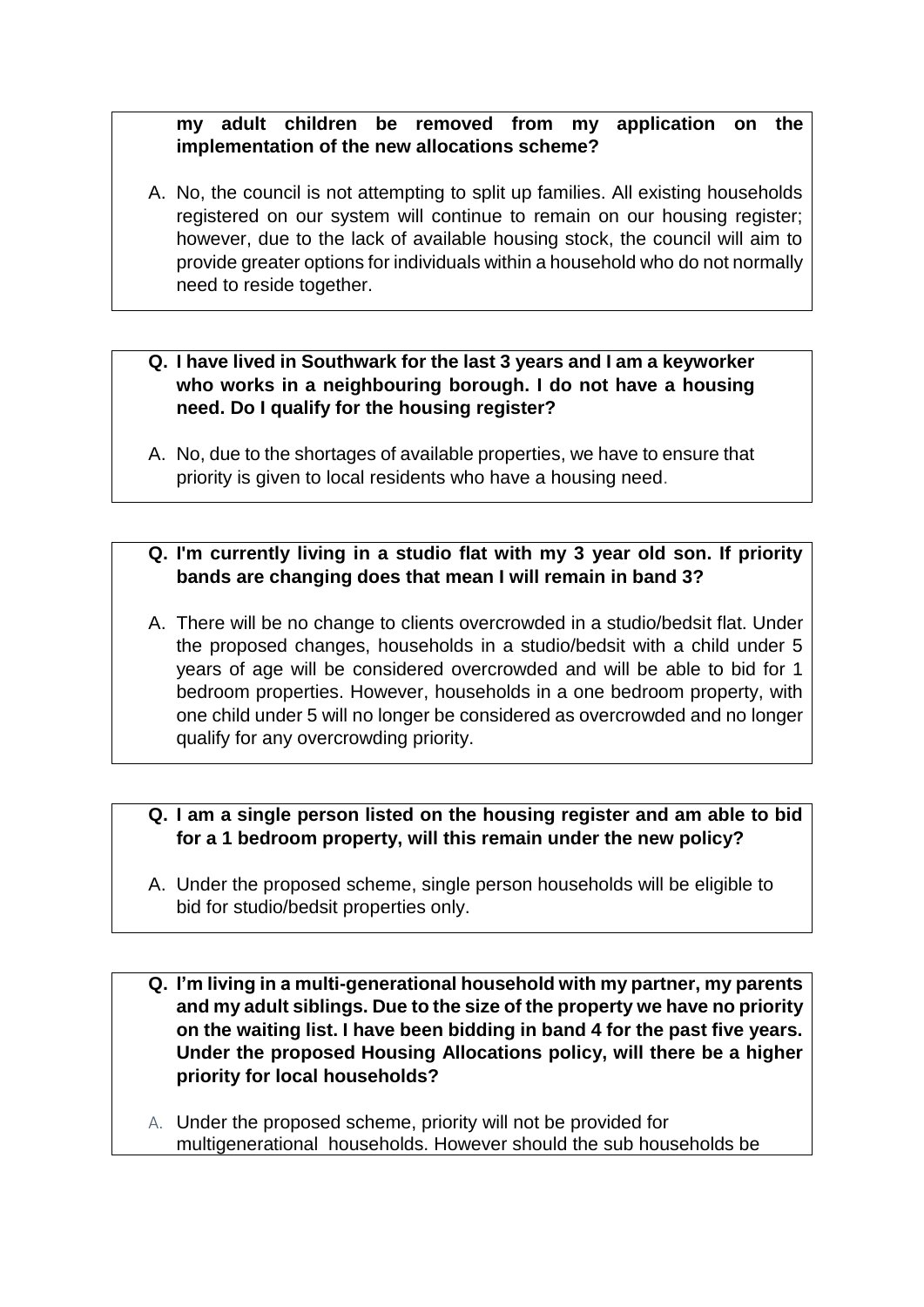**my adult children be removed from my application on the implementation of the new allocations scheme?**

A. No, the council is not attempting to split up families. All existing households registered on our system will continue to remain on our housing register; however, due to the lack of available housing stock, the council will aim to provide greater options for individuals within a household who do not normally need to reside together.

**Q. I have lived in Southwark for the last 3 years and I am a keyworker who works in a neighbouring borough. I do not have a housing need. Do I qualify for the housing register?**

A. No, due to the shortages of available properties, we have to ensure that priority is given to local residents who have a housing need.

**Q. I'm currently living in a studio flat with my 3 year old son. If priority bands are changing does that mean I will remain in band 3?**

A. There will be no change to clients overcrowded in a studio/bedsit flat. Under the proposed changes, households in a studio/bedsit with a child under 5 years of age will be considered overcrowded and will be able to bid for 1 bedroom properties. However, households in a one bedroom property, with one child under 5 will no longer be considered as overcrowded and no longer qualify for any overcrowding priority.

**Q. I am a single person listed on the housing register and am able to bid for a 1 bedroom property, will this remain under the new policy?**

A. Under the proposed scheme, single person households will be eligible to bid for studio/bedsit properties only.

**Q. I'm living in a multi-generational household with my partner, my parents and my adult siblings. Due to the size of the property we have no priority on the waiting list. I have been bidding in band 4 for the past five years. Under the proposed Housing Allocations policy, will there be a higher priority for local households?**

A. Under the proposed scheme, priority will not be provided for multigenerational households. However should the sub households be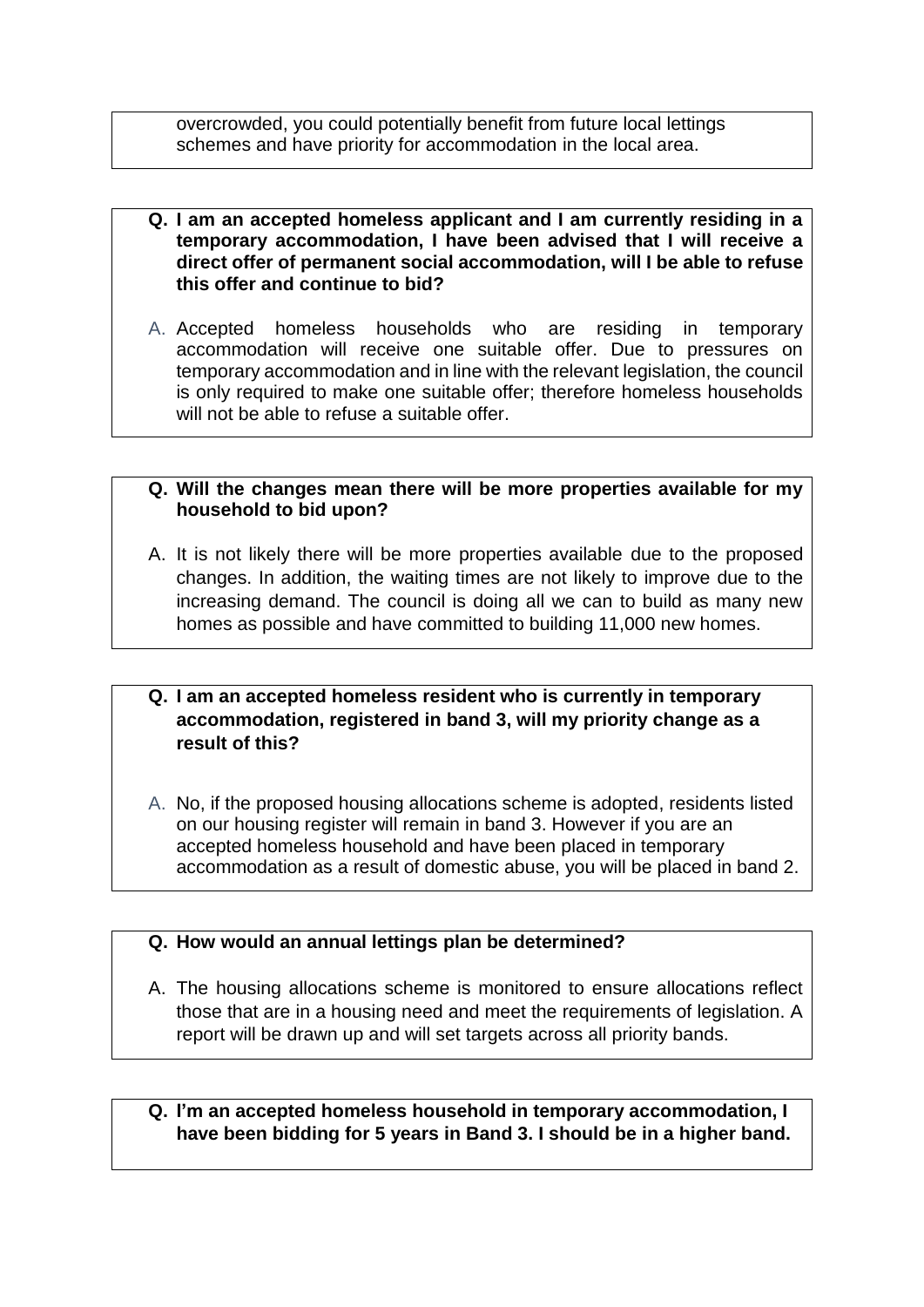overcrowded, you could potentially benefit from future local lettings schemes and have priority for accommodation in the local area.

**Q. I am an accepted homeless applicant and I am currently residing in a temporary accommodation, I have been advised that I will receive a direct offer of permanent social accommodation, will I be able to refuse this offer and continue to bid?**

A. Accepted homeless households who are residing in temporary accommodation will receive one suitable offer. Due to pressures on temporary accommodation and in line with the relevant legislation, the council is only required to make one suitable offer; therefore homeless households will not be able to refuse a suitable offer.

**Q. Will the changes mean there will be more properties available for my household to bid upon?**

A. It is not likely there will be more properties available due to the proposed changes. In addition, the waiting times are not likely to improve due to the increasing demand. The council is doing all we can to build as many new homes as possible and have committed to building 11,000 new homes.

**Q. I am an accepted homeless resident who is currently in temporary accommodation, registered in band 3, will my priority change as a result of this?**

A. No, if the proposed housing allocations scheme is adopted, residents listed on our housing register will remain in band 3. However if you are an accepted homeless household and have been placed in temporary accommodation as a result of domestic abuse, you will be placed in band 2.

**Q. How would an annual lettings plan be determined?**

A. The housing allocations scheme is monitored to ensure allocations reflect those that are in a housing need and meet the requirements of legislation. A report will be drawn up and will set targets across all priority bands.

**Q. I'm an accepted homeless household in temporary accommodation, I have been bidding for 5 years in Band 3. I should be in a higher band.**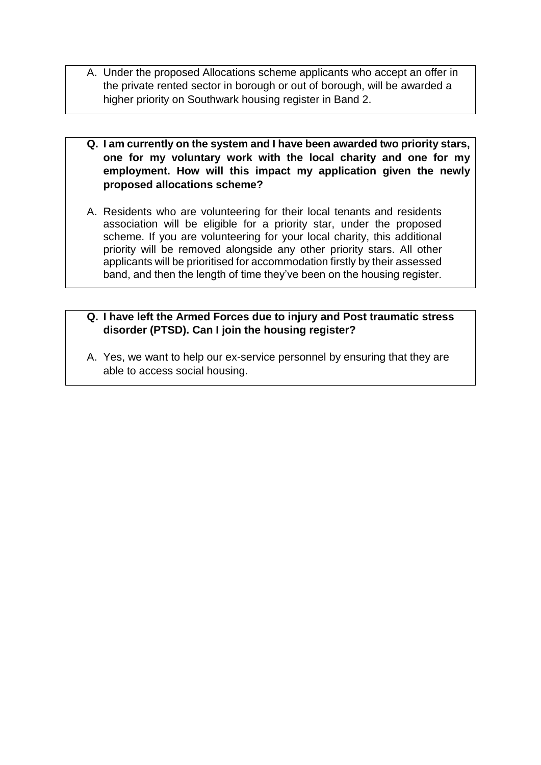A. Under the proposed Allocations scheme applicants who accept an offer in the private rented sector in borough or out of borough, will be awarded a higher priority on Southwark housing register in Band 2.

**Q. I am currently on the system and I have been awarded two priority stars, one for my voluntary work with the local charity and one for my employment. How will this impact my application given the newly proposed allocations scheme?**

A. Residents who are volunteering for their local tenants and residents association will be eligible for a priority star, under the proposed scheme. If you are volunteering for your local charity, this additional priority will be removed alongside any other priority stars. All other applicants will be prioritised for accommodation firstly by their assessed band, and then the length of time they've been on the housing register.

**Q. I have left the Armed Forces due to injury and Post traumatic stress disorder (PTSD). Can I join the housing register?**

A. Yes, we want to help our ex-service personnel by ensuring that they are able to access social housing.